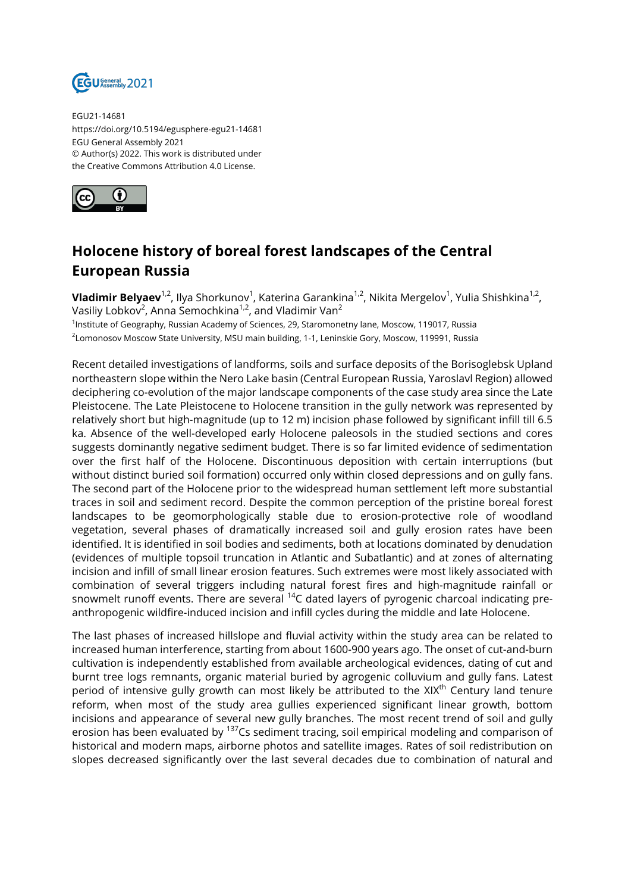EGU21-14681
https://doi.org/10.5194/egusphere-egu21-14681
EGU General Assembly 2021
© Author(s) 2022. This work is distributed under
the Creative Commons Attribution 4.0 License.

# Holocene history of boreal forest landscapes of the Central European Russia

**Vladimir Belyaev**[1,2], Ilya Shorkunov[1], Katerina Garankina[1,2], Nikita Mergelov[1], Yulia Shishkina[1,2], Vasiliy Lobkov[2], Anna Semochkina[1,2], and Vladimir Van[2]

[1]Institute of Geography, Russian Academy of Sciences, 29, Staromonetny lane, Moscow, 119017, Russia
[2]Lomonosov Moscow State University, MSU main building, 1-1, Leninskie Gory, Moscow, 119991, Russia

Recent detailed investigations of landforms, soils and surface deposits of the Borisoglebsk Upland northeastern slope within the Nero Lake basin (Central European Russia, Yaroslavl Region) allowed deciphering co-evolution of the major landscape components of the case study area since the Late Pleistocene. The Late Pleistocene to Holocene transition in the gully network was represented by relatively short but high-magnitude (up to 12 m) incision phase followed by significant infill till 6.5 ka. Absence of the well-developed early Holocene paleosols in the studied sections and cores suggests dominantly negative sediment budget. There is so far limited evidence of sedimentation over the first half of the Holocene. Discontinuous deposition with certain interruptions (but without distinct buried soil formation) occurred only within closed depressions and on gully fans. The second part of the Holocene prior to the widespread human settlement left more substantial traces in soil and sediment record. Despite the common perception of the pristine boreal forest landscapes to be geomorphologically stable due to erosion-protective role of woodland vegetation, several phases of dramatically increased soil and gully erosion rates have been identified. It is identified in soil bodies and sediments, both at locations dominated by denudation (evidences of multiple topsoil truncation in Atlantic and Subatlantic) and at zones of alternating incision and infill of small linear erosion features. Such extremes were most likely associated with combination of several triggers including natural forest fires and high-magnitude rainfall or snowmelt runoff events. There are several $^{14}C$ dated layers of pyrogenic charcoal indicating pre-anthropogenic wildfire-induced incision and infill cycles during the middle and late Holocene.

The last phases of increased hillslope and fluvial activity within the study area can be related to increased human interference, starting from about 1600-900 years ago. The onset of cut-and-burn cultivation is independently established from available archeological evidences, dating of cut and burnt tree logs remnants, organic material buried by agrogenic colluvium and gully fans. Latest period of intensive gully growth can most likely be attributed to the XIX$^{th}$ Century land tenure reform, when most of the study area gullies experienced significant linear growth, bottom incisions and appearance of several new gully branches. The most recent trend of soil and gully erosion has been evaluated by $^{137}Cs$ sediment tracing, soil empirical modeling and comparison of historical and modern maps, airborne photos and satellite images. Rates of soil redistribution on slopes decreased significantly over the last several decades due to combination of natural and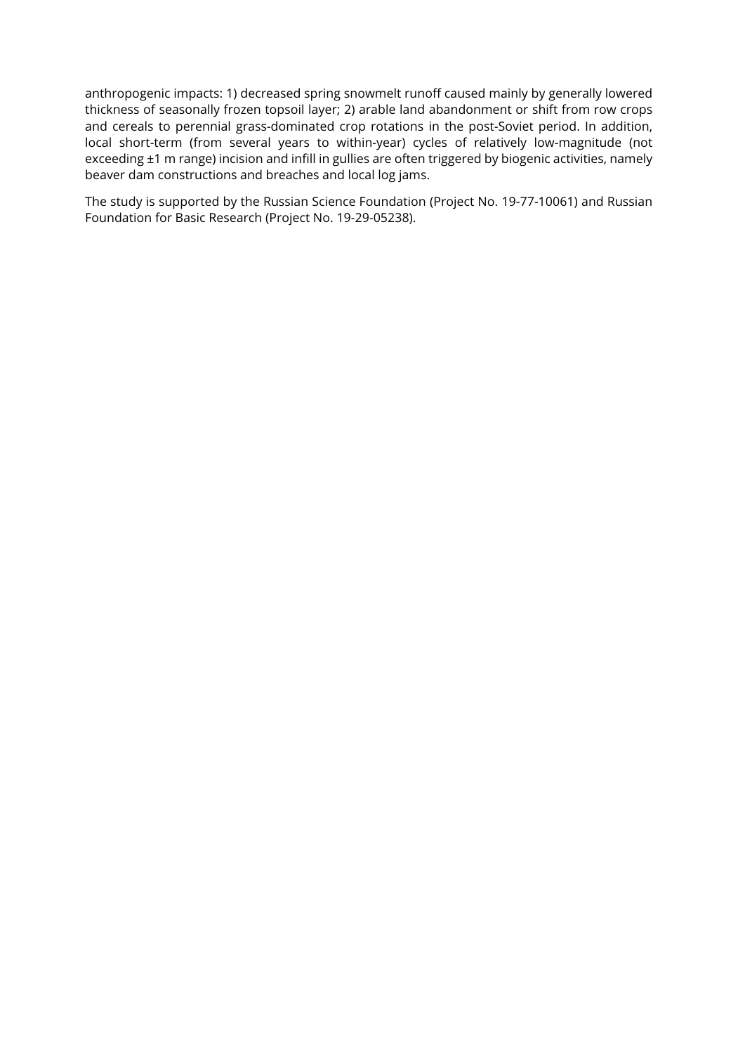anthropogenic impacts: 1) decreased spring snowmelt runoff caused mainly by generally lowered thickness of seasonally frozen topsoil layer; 2) arable land abandonment or shift from row crops and cereals to perennial grass-dominated crop rotations in the post-Soviet period. In addition, local short-term (from several years to within-year) cycles of relatively low-magnitude (not exceeding ±1 m range) incision and infill in gullies are often triggered by biogenic activities, namely beaver dam constructions and breaches and local log jams.

The study is supported by the Russian Science Foundation (Project No. 19-77-10061) and Russian Foundation for Basic Research (Project No. 19-29-05238).